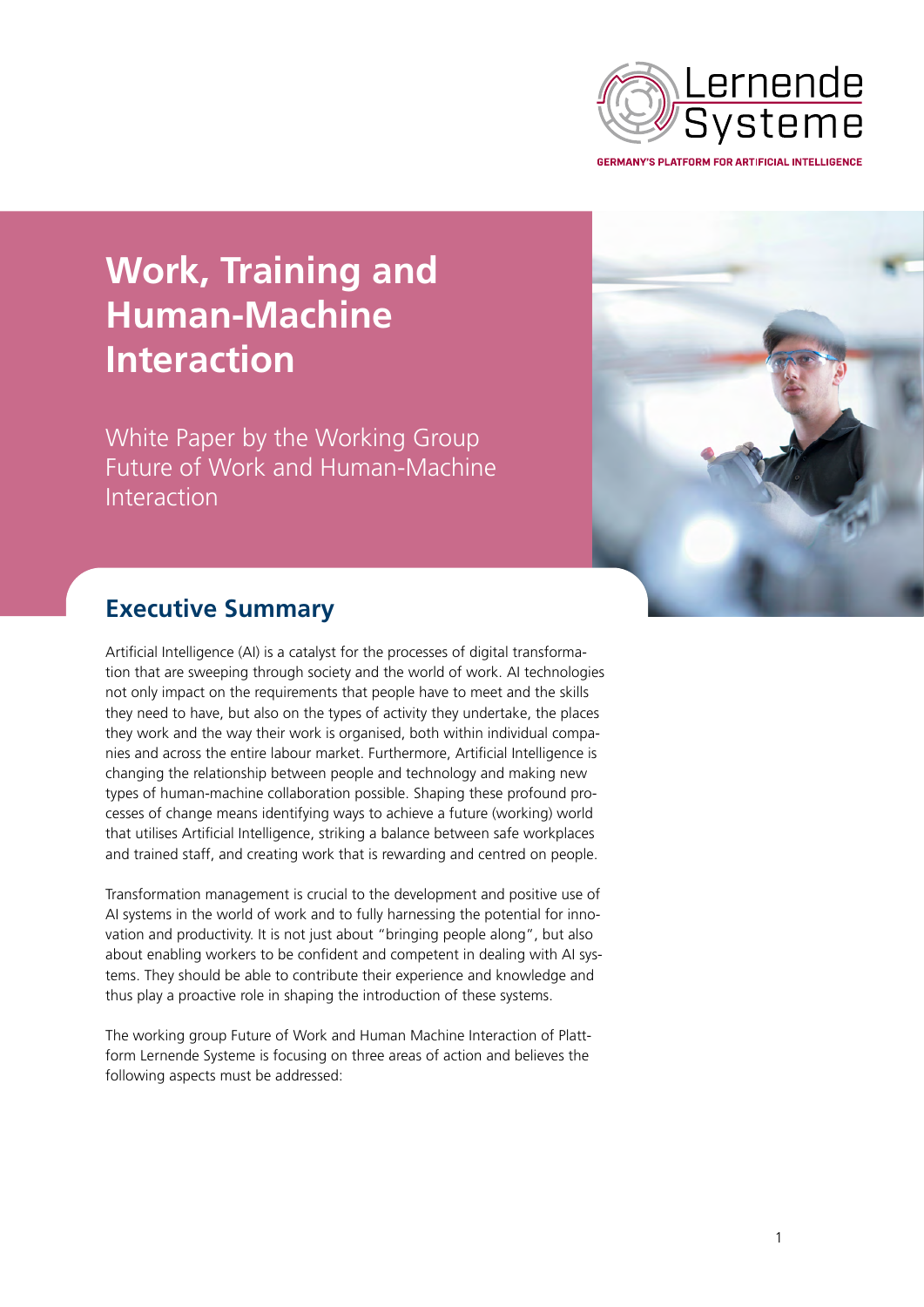Lernende Systeme

GERMANY'S PLATFORM FOR ARTIFICIAL INTELLIGENCE

# Work, Training and Human-Machine Interaction

White Paper by the Working Group Future of Work and Human-Machine Interaction

## Executive Summary

Artificial Intelligence (AI) is a catalyst for the processes of digital transformation that are sweeping through society and the world of work. AI technologies not only impact on the requirements that people have to meet and the skills they need to have, but also on the types of activity they undertake, the places they work and the way their work is organised, both within individual companies and across the entire labour market. Furthermore, Artificial Intelligence is changing the relationship between people and technology and making new types of human-machine collaboration possible. Shaping these profound processes of change means identifying ways to achieve a future (working) world that utilises Artificial Intelligence, striking a balance between safe workplaces and trained staff, and creating work that is rewarding and centred on people.

Transformation management is crucial to the development and positive use of AI systems in the world of work and to fully harnessing the potential for innovation and productivity. It is not just about "bringing people along", but also about enabling workers to be confident and competent in dealing with AI systems. They should be able to contribute their experience and knowledge and thus play a proactive role in shaping the introduction of these systems.

The working group Future of Work and Human Machine Interaction of Plattform Lernende Systeme is focusing on three areas of action and believes the following aspects must be addressed: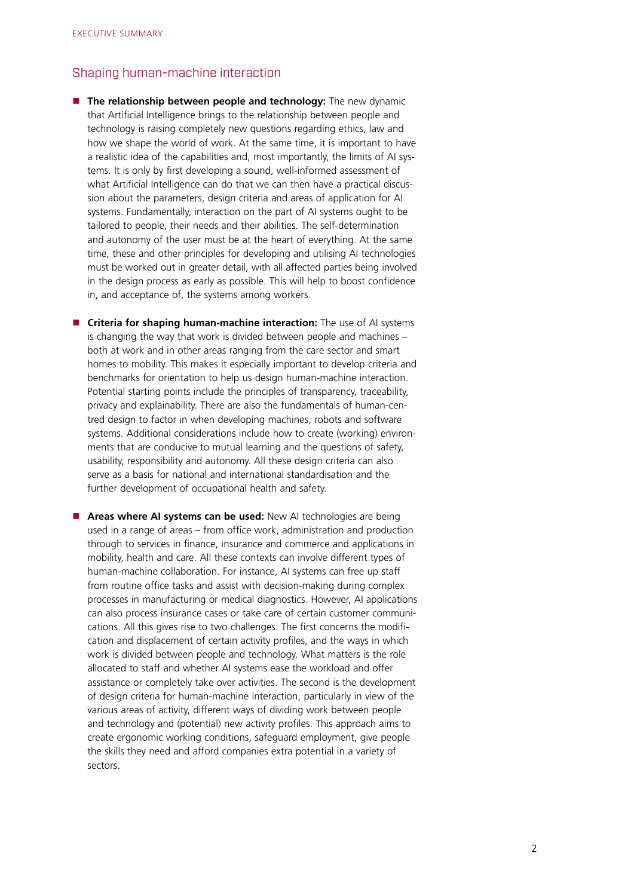## Shaping human-machine interaction

- **The relationship between people and technology:** The new dynamic that Artificial Intelligence brings to the relationship between people and technology is raising completely new questions regarding ethics, law and how we shape the world of work. At the same time, it is important to have a realistic idea of the capabilities and, most importantly, the limits of AI systems. It is only by first developing a sound, well-informed assessment of what Artificial Intelligence can do that we can then have a practical discussion about the parameters, design criteria and areas of application for AI systems. Fundamentally, interaction on the part of AI systems ought to be tailored to people, their needs and their abilities. The self-determination and autonomy of the user must be at the heart of everything. At the same time, these and other principles for developing and utilising AI technologies must be worked out in greater detail, with all affected parties being involved in the design process as early as possible. This will help to boost confidence in, and acceptance of, the systems among workers.

- **Criteria for shaping human-machine interaction:** The use of AI systems is changing the way that work is divided between people and machines – both at work and in other areas ranging from the care sector and smart homes to mobility. This makes it especially important to develop criteria and benchmarks for orientation to help us design human-machine interaction. Potential starting points include the principles of transparency, traceability, privacy and explainability. There are also the fundamentals of human-centred design to factor in when developing machines, robots and software systems. Additional considerations include how to create (working) environments that are conducive to mutual learning and the questions of safety, usability, responsibility and autonomy. All these design criteria can also serve as a basis for national and international standardisation and the further development of occupational health and safety.

- **Areas where AI systems can be used:** New AI technologies are being used in a range of areas – from office work, administration and production through to services in finance, insurance and commerce and applications in mobility, health and care. All these contexts can involve different types of human-machine collaboration. For instance, AI systems can free up staff from routine office tasks and assist with decision-making during complex processes in manufacturing or medical diagnostics. However, AI applications can also process insurance cases or take care of certain customer communications. All this gives rise to two challenges. The first concerns the modification and displacement of certain activity profiles, and the ways in which work is divided between people and technology. What matters is the role allocated to staff and whether AI systems ease the workload and offer assistance or completely take over activities. The second is the development of design criteria for human-machine interaction, particularly in view of the various areas of activity, different ways of dividing work between people and technology and (potential) new activity profiles. This approach aims to create ergonomic working conditions, safeguard employment, give people the skills they need and afford companies extra potential in a variety of sectors.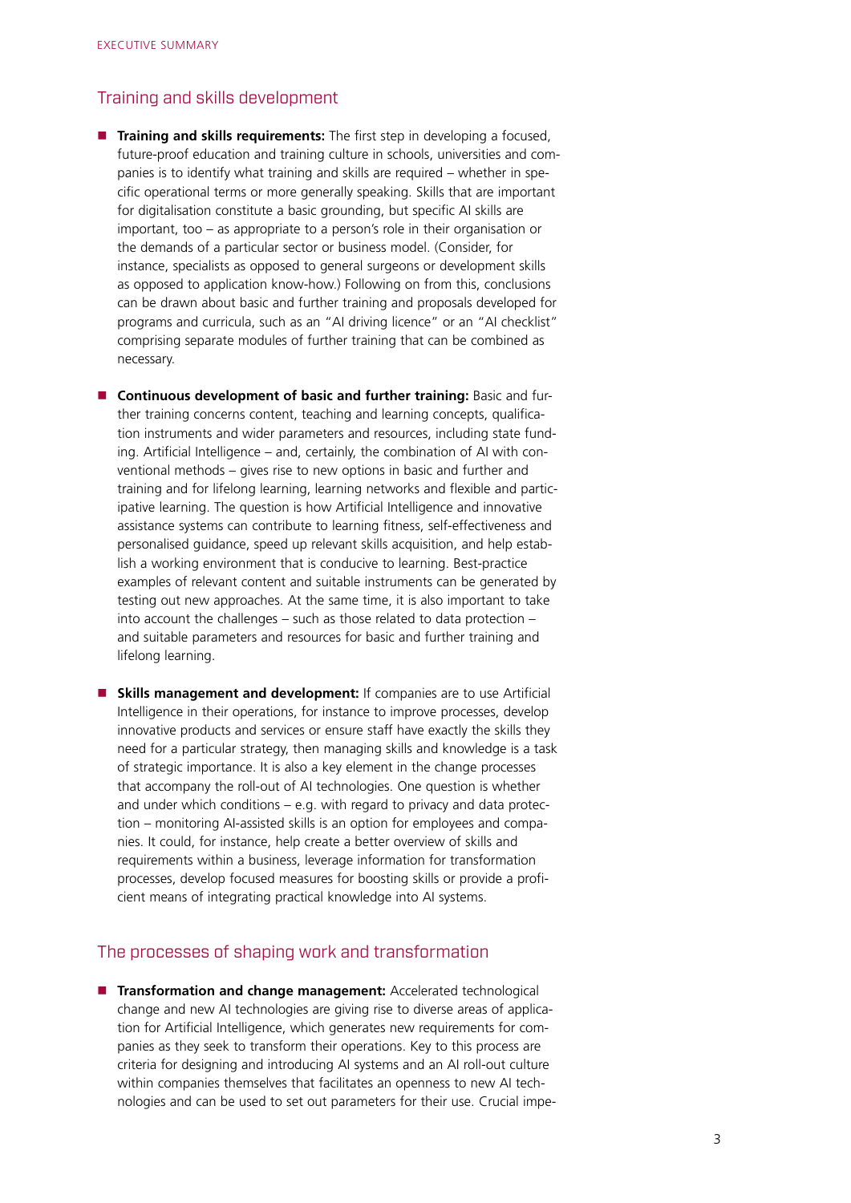## Training and skills development

- **Training and skills requirements:** The first step in developing a focused, future-proof education and training culture in schools, universities and companies is to identify what training and skills are required – whether in specific operational terms or more generally speaking. Skills that are important for digitalisation constitute a basic grounding, but specific AI skills are important, too – as appropriate to a person's role in their organisation or the demands of a particular sector or business model. (Consider, for instance, specialists as opposed to general surgeons or development skills as opposed to application know-how.) Following on from this, conclusions can be drawn about basic and further training and proposals developed for programs and curricula, such as an "AI driving licence" or an "AI checklist" comprising separate modules of further training that can be combined as necessary.

- **Continuous development of basic and further training:** Basic and further training concerns content, teaching and learning concepts, qualification instruments and wider parameters and resources, including state funding. Artificial Intelligence – and, certainly, the combination of AI with conventional methods – gives rise to new options in basic and further and training and for lifelong learning, learning networks and flexible and participative learning. The question is how Artificial Intelligence and innovative assistance systems can contribute to learning fitness, self-effectiveness and personalised guidance, speed up relevant skills acquisition, and help establish a working environment that is conducive to learning. Best-practice examples of relevant content and suitable instruments can be generated by testing out new approaches. At the same time, it is also important to take into account the challenges – such as those related to data protection – and suitable parameters and resources for basic and further training and lifelong learning.

- **Skills management and development:** If companies are to use Artificial Intelligence in their operations, for instance to improve processes, develop innovative products and services or ensure staff have exactly the skills they need for a particular strategy, then managing skills and knowledge is a task of strategic importance. It is also a key element in the change processes that accompany the roll-out of AI technologies. One question is whether and under which conditions – e.g. with regard to privacy and data protection – monitoring AI-assisted skills is an option for employees and companies. It could, for instance, help create a better overview of skills and requirements within a business, leverage information for transformation processes, develop focused measures for boosting skills or provide a proficient means of integrating practical knowledge into AI systems.

## The processes of shaping work and transformation

- **Transformation and change management:** Accelerated technological change and new AI technologies are giving rise to diverse areas of application for Artificial Intelligence, which generates new requirements for companies as they seek to transform their operations. Key to this process are criteria for designing and introducing AI systems and an AI roll-out culture within companies themselves that facilitates an openness to new AI technologies and can be used to set out parameters for their use. Crucial impe-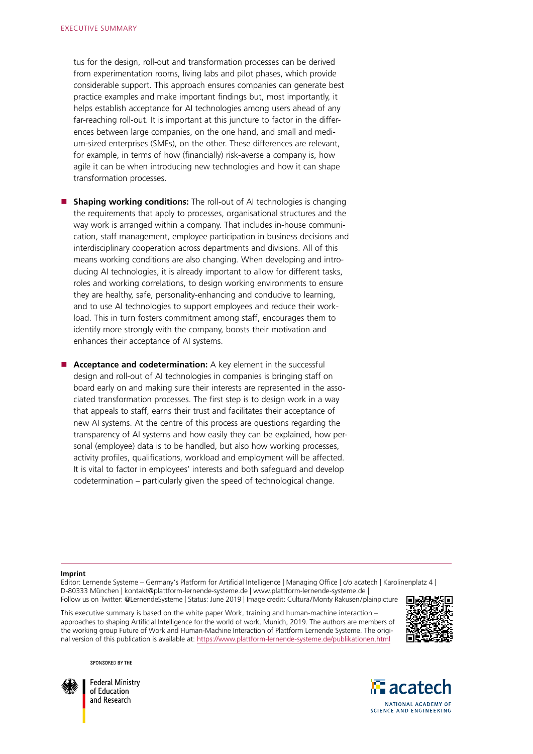tus for the design, roll-out and transformation processes can be derived from experimentation rooms, living labs and pilot phases, which provide considerable support. This approach ensures companies can generate best practice examples and make important findings but, most importantly, it helps establish acceptance for AI technologies among users ahead of any far-reaching roll-out. It is important at this juncture to factor in the differences between large companies, on the one hand, and small and medium-sized enterprises (SMEs), on the other. These differences are relevant, for example, in terms of how (financially) risk-averse a company is, how agile it can be when introducing new technologies and how it can shape transformation processes.

- **Shaping working conditions:** The roll-out of AI technologies is changing the requirements that apply to processes, organisational structures and the way work is arranged within a company. That includes in-house communication, staff management, employee participation in business decisions and interdisciplinary cooperation across departments and divisions. All of this means working conditions are also changing. When developing and introducing AI technologies, it is already important to allow for different tasks, roles and working correlations, to design working environments to ensure they are healthy, safe, personality-enhancing and conducive to learning, and to use AI technologies to support employees and reduce their workload. This in turn fosters commitment among staff, encourages them to identify more strongly with the company, boosts their motivation and enhances their acceptance of AI systems.

- **Acceptance and codetermination:** A key element in the successful design and roll-out of AI technologies in companies is bringing staff on board early on and making sure their interests are represented in the associated transformation processes. The first step is to design work in a way that appeals to staff, earns their trust and facilitates their acceptance of new AI systems. At the centre of this process are questions regarding the transparency of AI systems and how easily they can be explained, how personal (employee) data is to be handled, but also how working processes, activity profiles, qualifications, workload and employment will be affected. It is vital to factor in employees' interests and both safeguard and develop codetermination – particularly given the speed of technological change.

**Imprint**

Editor: Lernende Systeme – Germany's Platform for Artificial Intelligence | Managing Office | c/o acatech | Karolinenplatz 4 | D-80333 München | kontakt@plattform-lernende-systeme.de | www.plattform-lernende-systeme.de | Follow us on Twitter: @LernendeSysteme | Status: June 2019 | Image credit: Cultura/Monty Rakusen/plainpicture

This executive summary is based on the white paper Work, training and human-machine interaction – approaches to shaping Artificial Intelligence for the world of work, Munich, 2019. The authors are members of the working group Future of Work and Human-Machine Interaction of Plattform Lernende Systeme. The original version of this publication is available at: https://www.plattform-lernende-systeme.de/publikationen.html

SPONSORED BY THE

Federal Ministry of Education and Research

acatech NATIONAL ACADEMY OF SCIENCE AND ENGINEERING